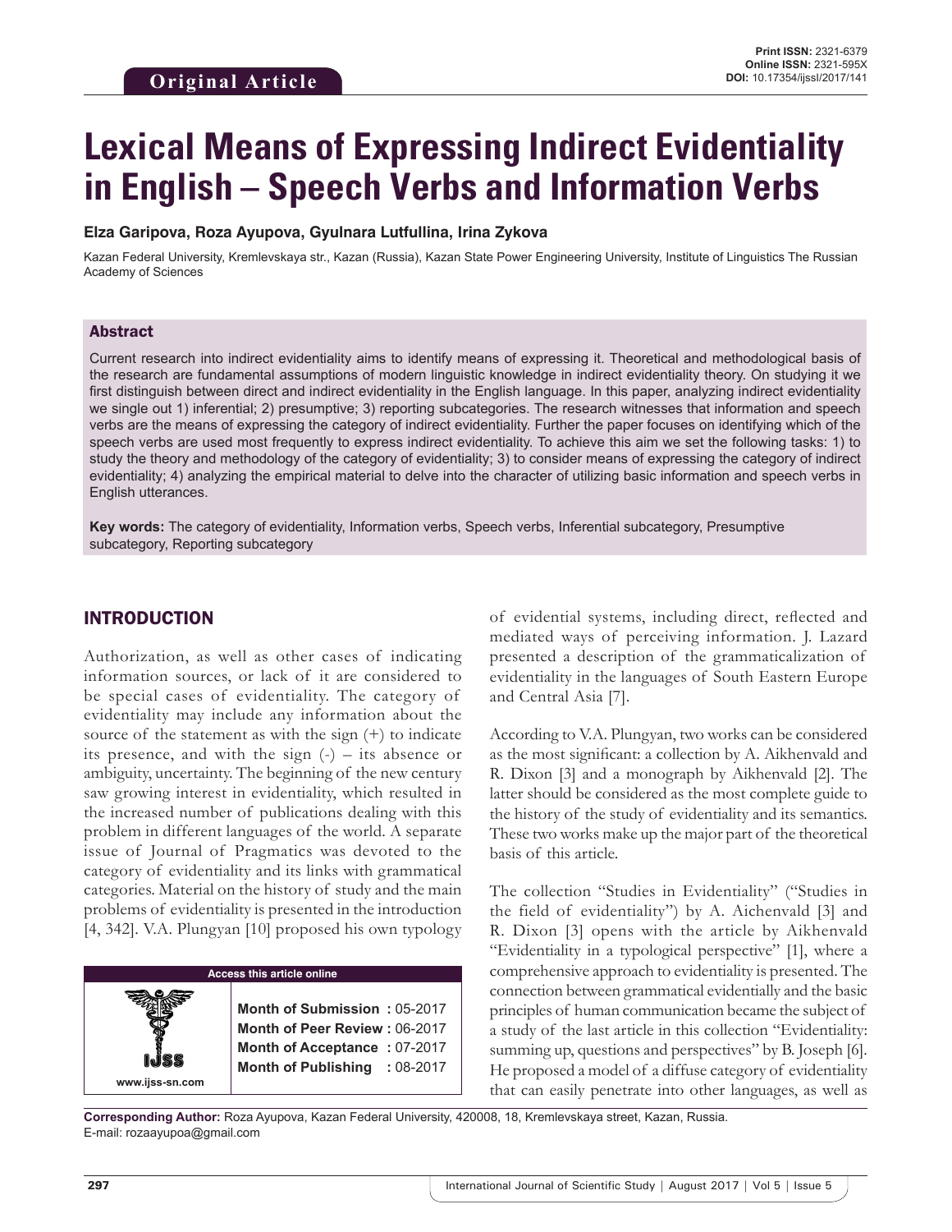Original Article

**Print ISSN:** 2321-6379
**Online ISSN:** 2321-595X
**DOI:** 10.17354/ijssl/2017/141

# Lexical Means of Expressing Indirect Evidentiality in English – Speech Verbs and Information Verbs

**Elza Garipova, Roza Ayupova, Gyulnara Lutfullina, Irina Zykova**

Kazan Federal University, Kremlevskaya str., Kazan (Russia), Kazan State Power Engineering University, Institute of Linguistics The Russian Academy of Sciences

## Abstract

Current research into indirect evidentiality aims to identify means of expressing it. Theoretical and methodological basis of the research are fundamental assumptions of modern linguistic knowledge in indirect evidentiality theory. On studying it we first distinguish between direct and indirect evidentiality in the English language. In this paper, analyzing indirect evidentiality we single out 1) inferential; 2) presumptive; 3) reporting subcategories. The research witnesses that information and speech verbs are the means of expressing the category of indirect evidentiality. Further the paper focuses on identifying which of the speech verbs are used most frequently to express indirect evidentiality. To achieve this aim we set the following tasks: 1) to study the theory and methodology of the category of evidentiality; 3) to consider means of expressing the category of indirect evidentiality; 4) analyzing the empirical material to delve into the character of utilizing basic information and speech verbs in English utterances.

**Key words:** The category of evidentiality, Information verbs, Speech verbs, Inferential subcategory, Presumptive subcategory, Reporting subcategory

## INTRODUCTION

Authorization, as well as other cases of indicating information sources, or lack of it are considered to be special cases of evidentiality. The category of evidentiality may include any information about the source of the statement as with the sign (+) to indicate its presence, and with the sign (-) – its absence or ambiguity, uncertainty. The beginning of the new century saw growing interest in evidentiality, which resulted in the increased number of publications dealing with this problem in different languages of the world. A separate issue of Journal of Pragmatics was devoted to the category of evidentiality and its links with grammatical categories. Material on the history of study and the main problems of evidentiality is presented in the introduction [4, 342]. V.A. Plungyan [10] proposed his own typology of evidential systems, including direct, reflected and mediated ways of perceiving information. J. Lazard presented a description of the grammaticalization of evidentiality in the languages of South Eastern Europe and Central Asia [7].

| Access this article online | |
|---|---|
| www.ijss-sn.com | **Month of Submission :** 05-2017<br>**Month of Peer Review :** 06-2017<br>**Month of Acceptance :** 07-2017<br>**Month of Publishing :** 08-2017 |

According to V.A. Plungyan, two works can be considered as the most significant: a collection by A. Aikhenvald and R. Dixon [3] and a monograph by Aikhenvald [2]. The latter should be considered as the most complete guide to the history of the study of evidentiality and its semantics. These two works make up the major part of the theoretical basis of this article.

The collection "Studies in Evidentiality" ("Studies in the field of evidentiality") by A. Aichenvald [3] and R. Dixon [3] opens with the article by Aikhenvald "Evidentiality in a typological perspective" [1], where a comprehensive approach to evidentiality is presented. The connection between grammatical evidentially and the basic principles of human communication became the subject of a study of the last article in this collection "Evidentiality: summing up, questions and perspectives" by B. Joseph [6]. He proposed a model of a diffuse category of evidentiality that can easily penetrate into other languages, as well as

**Corresponding Author:** Roza Ayupova, Kazan Federal University, 420008, 18, Kremlevskaya street, Kazan, Russia.
E-mail: rozaayupoa@gmail.com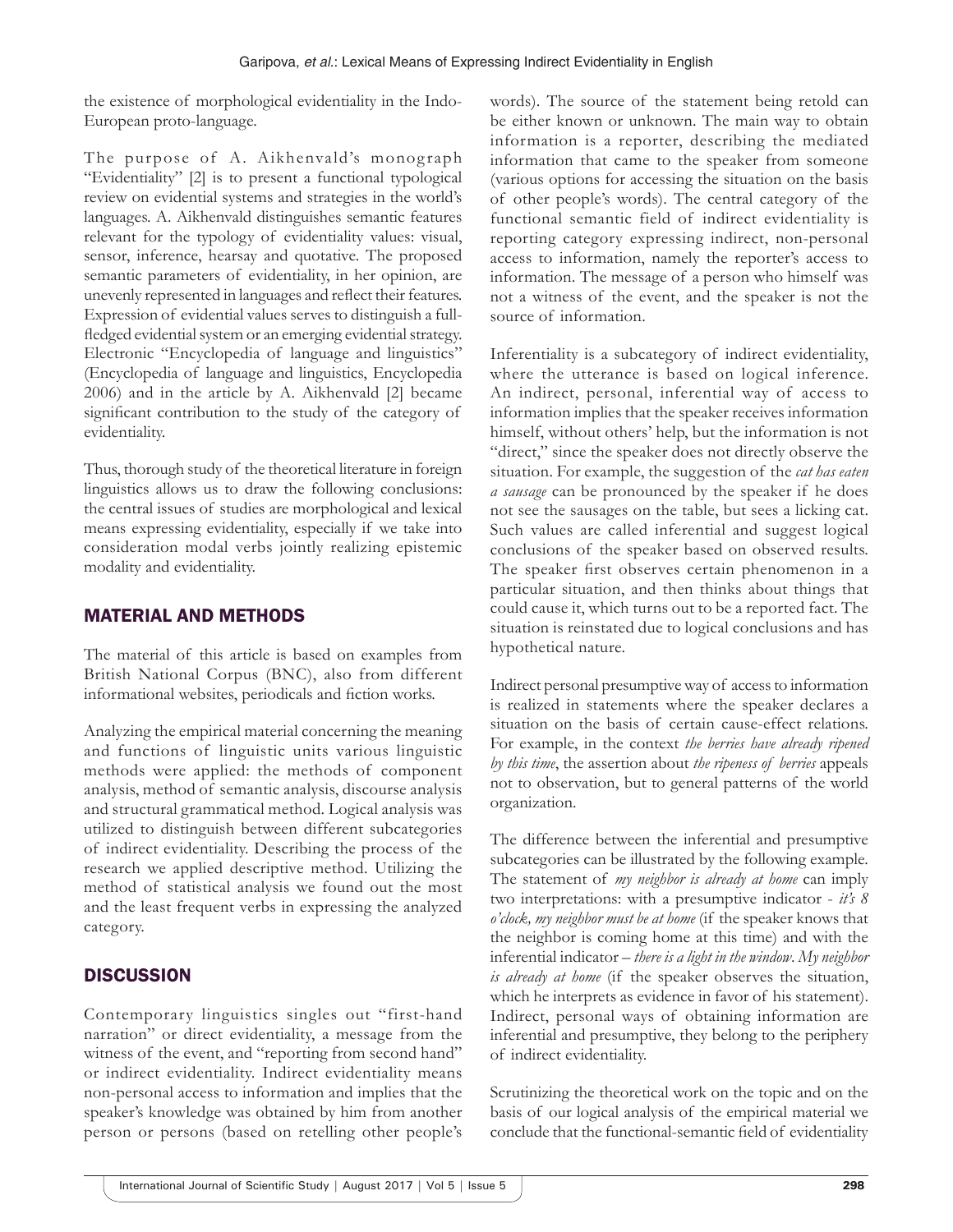the existence of morphological evidentiality in the Indo-European proto-language.

The purpose of A. Aikhenvald's monograph "Evidentiality" [2] is to present a functional typological review on evidential systems and strategies in the world's languages. A. Aikhenvald distinguishes semantic features relevant for the typology of evidentiality values: visual, sensor, inference, hearsay and quotative. The proposed semantic parameters of evidentiality, in her opinion, are unevenly represented in languages and reflect their features. Expression of evidential values serves to distinguish a full-fledged evidential system or an emerging evidential strategy. Electronic "Encyclopedia of language and linguistics" (Encyclopedia of language and linguistics, Encyclopedia 2006) and in the article by A. Aikhenvald [2] became significant contribution to the study of the category of evidentiality.

Thus, thorough study of the theoretical literature in foreign linguistics allows us to draw the following conclusions: the central issues of studies are morphological and lexical means expressing evidentiality, especially if we take into consideration modal verbs jointly realizing epistemic modality and evidentiality.

## MATERIAL AND METHODS

The material of this article is based on examples from British National Corpus (BNC), also from different informational websites, periodicals and fiction works.

Analyzing the empirical material concerning the meaning and functions of linguistic units various linguistic methods were applied: the methods of component analysis, method of semantic analysis, discourse analysis and structural grammatical method. Logical analysis was utilized to distinguish between different subcategories of indirect evidentiality. Describing the process of the research we applied descriptive method. Utilizing the method of statistical analysis we found out the most and the least frequent verbs in expressing the analyzed category.

## DISCUSSION

Contemporary linguistics singles out "first-hand narration" or direct evidentiality, a message from the witness of the event, and "reporting from second hand" or indirect evidentiality. Indirect evidentiality means non-personal access to information and implies that the speaker's knowledge was obtained by him from another person or persons (based on retelling other people's words). The source of the statement being retold can be either known or unknown. The main way to obtain information is a reporter, describing the mediated information that came to the speaker from someone (various options for accessing the situation on the basis of other people's words). The central category of the functional semantic field of indirect evidentiality is reporting category expressing indirect, non-personal access to information, namely the reporter's access to information. The message of a person who himself was not a witness of the event, and the speaker is not the source of information.

Inferentiality is a subcategory of indirect evidentiality, where the utterance is based on logical inference. An indirect, personal, inferential way of access to information implies that the speaker receives information himself, without others' help, but the information is not "direct," since the speaker does not directly observe the situation. For example, the suggestion of the *cat has eaten a sausage* can be pronounced by the speaker if he does not see the sausages on the table, but sees a licking cat. Such values are called inferential and suggest logical conclusions of the speaker based on observed results. The speaker first observes certain phenomenon in a particular situation, and then thinks about things that could cause it, which turns out to be a reported fact. The situation is reinstated due to logical conclusions and has hypothetical nature.

Indirect personal presumptive way of access to information is realized in statements where the speaker declares a situation on the basis of certain cause-effect relations. For example, in the context *the berries have already ripened by this time*, the assertion about *the ripeness of berries* appeals not to observation, but to general patterns of the world organization.

The difference between the inferential and presumptive subcategories can be illustrated by the following example. The statement of *my neighbor is already at home* can imply two interpretations: with a presumptive indicator - *it's 8 o'clock, my neighbor must be at home* (if the speaker knows that the neighbor is coming home at this time) and with the inferential indicator – *there is a light in the window. My neighbor is already at home* (if the speaker observes the situation, which he interprets as evidence in favor of his statement). Indirect, personal ways of obtaining information are inferential and presumptive, they belong to the periphery of indirect evidentiality.

Scrutinizing the theoretical work on the topic and on the basis of our logical analysis of the empirical material we conclude that the functional-semantic field of evidentiality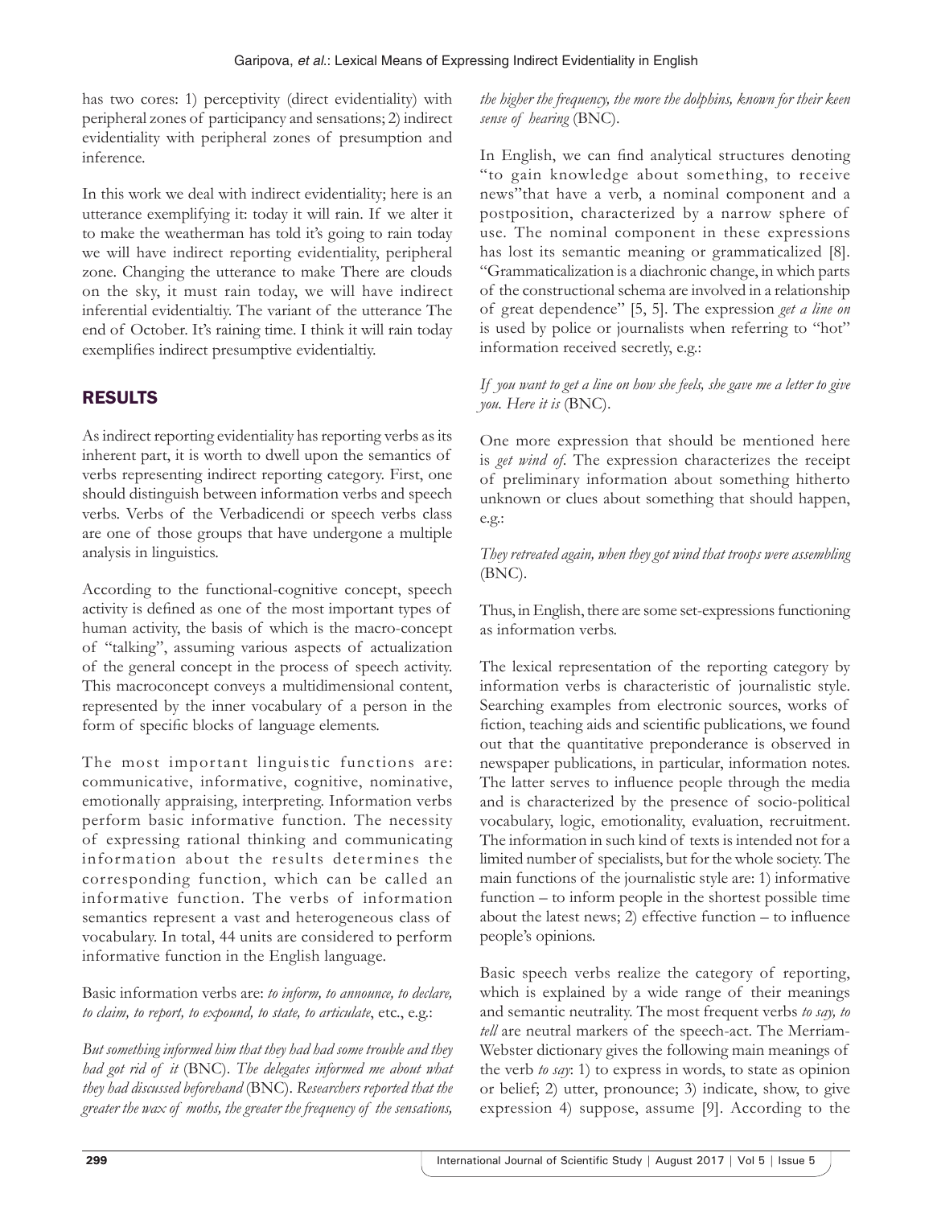has two cores: 1) perceptivity (direct evidentiality) with peripheral zones of participancy and sensations; 2) indirect evidentiality with peripheral zones of presumption and inference.

In this work we deal with indirect evidentiality; here is an utterance exemplifying it: today it will rain. If we alter it to make the weatherman has told it's going to rain today we will have indirect reporting evidentiality, peripheral zone. Changing the utterance to make There are clouds on the sky, it must rain today, we will have indirect inferential evidentialtiy. The variant of the utterance The end of October. It's raining time. I think it will rain today exemplifies indirect presumptive evidentialtiy.

## RESULTS

As indirect reporting evidentiality has reporting verbs as its inherent part, it is worth to dwell upon the semantics of verbs representing indirect reporting category. First, one should distinguish between information verbs and speech verbs. Verbs of the Verbadicendi or speech verbs class are one of those groups that have undergone a multiple analysis in linguistics.

According to the functional-cognitive concept, speech activity is defined as one of the most important types of human activity, the basis of which is the macro-concept of "talking", assuming various aspects of actualization of the general concept in the process of speech activity. This macroconcept conveys a multidimensional content, represented by the inner vocabulary of a person in the form of specific blocks of language elements.

The most important linguistic functions are: communicative, informative, cognitive, nominative, emotionally appraising, interpreting. Information verbs perform basic informative function. The necessity of expressing rational thinking and communicating information about the results determines the corresponding function, which can be called an informative function. The verbs of information semantics represent a vast and heterogeneous class of vocabulary. In total, 44 units are considered to perform informative function in the English language.

Basic information verbs are: *to inform, to announce, to declare, to claim, to report, to expound, to state, to articulate*, etc., e.g.:

*But something informed him that they had had some trouble and they had got rid of it* (BNC). *The delegates informed me about what they had discussed beforehand* (BNC). *Researchers reported that the greater the wax of moths, the greater the frequency of the sensations, the higher the frequency, the more the dolphins, known for their keen sense of hearing* (BNC).

In English, we can find analytical structures denoting "to gain knowledge about something, to receive news" that have a verb, a nominal component and a postposition, characterized by a narrow sphere of use. The nominal component in these expressions has lost its semantic meaning or grammaticalized [8]. "Grammaticalization is a diachronic change, in which parts of the constructional schema are involved in a relationship of great dependence" [5, 5]. The expression *get a line on* is used by police or journalists when referring to "hot" information received secretly, e.g.:

*If you want to get a line on how she feels, she gave me a letter to give you. Here it is* (BNC).

One more expression that should be mentioned here is *get wind of*. The expression characterizes the receipt of preliminary information about something hitherto unknown or clues about something that should happen, e.g.:

*They retreated again, when they got wind that troops were assembling* (BNC).

Thus, in English, there are some set-expressions functioning as information verbs.

The lexical representation of the reporting category by information verbs is characteristic of journalistic style. Searching examples from electronic sources, works of fiction, teaching aids and scientific publications, we found out that the quantitative preponderance is observed in newspaper publications, in particular, information notes. The latter serves to influence people through the media and is characterized by the presence of socio-political vocabulary, logic, emotionality, evaluation, recruitment. The information in such kind of texts is intended not for a limited number of specialists, but for the whole society. The main functions of the journalistic style are: 1) informative function – to inform people in the shortest possible time about the latest news; 2) effective function – to influence people's opinions.

Basic speech verbs realize the category of reporting, which is explained by a wide range of their meanings and semantic neutrality. The most frequent verbs *to say, to tell* are neutral markers of the speech-act. The Merriam-Webster dictionary gives the following main meanings of the verb *to say*: 1) to express in words, to state as opinion or belief; 2) utter, pronounce; 3) indicate, show, to give expression 4) suppose, assume [9]. According to the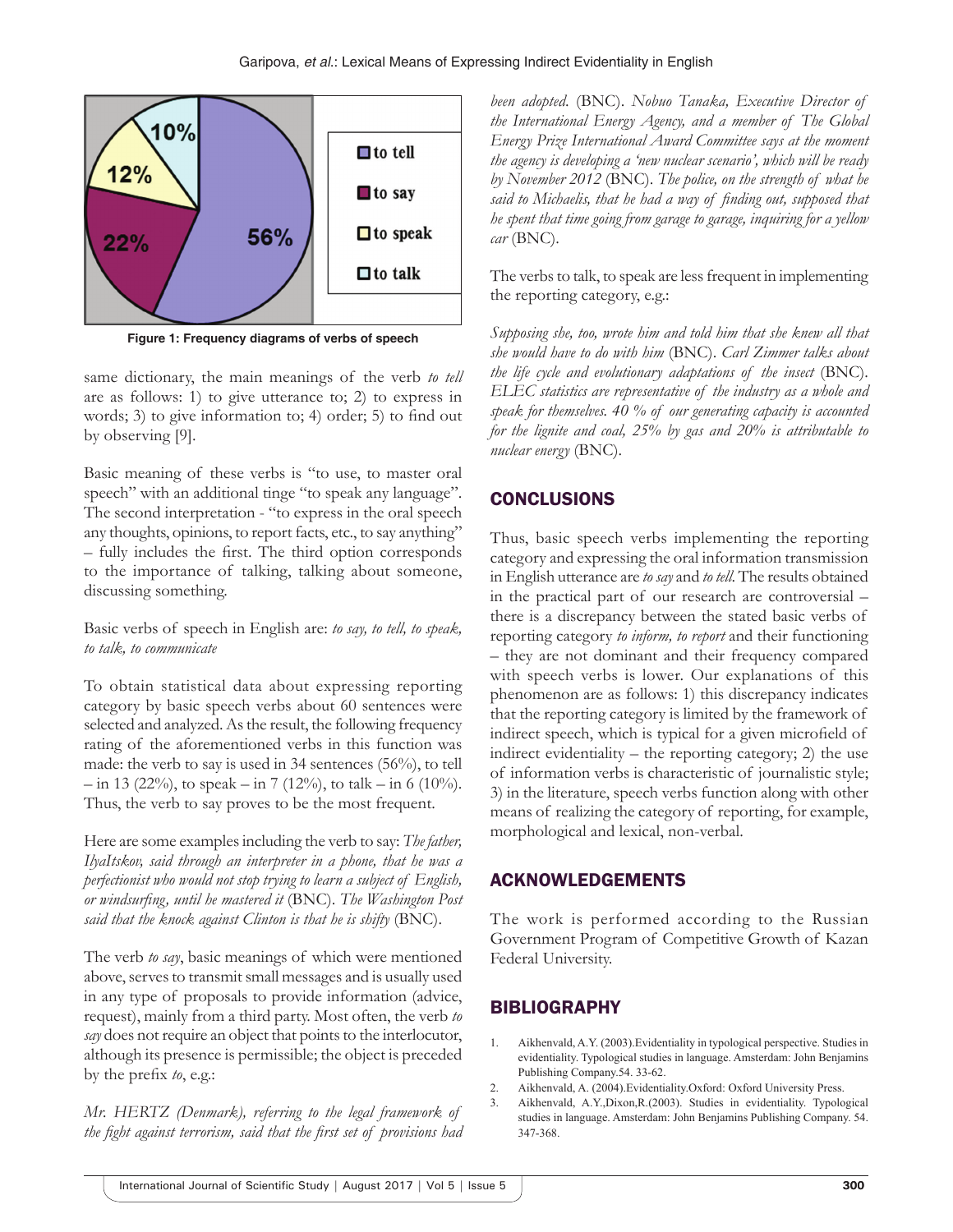Figure 1: Frequency diagrams of verbs of speech

same dictionary, the main meanings of the verb *to tell* are as follows: 1) to give utterance to; 2) to express in words; 3) to give information to; 4) order; 5) to find out by observing [9].

Basic meaning of these verbs is "to use, to master oral speech" with an additional tinge "to speak any language". The second interpretation - "to express in the oral speech any thoughts, opinions, to report facts, etc., to say anything" – fully includes the first. The third option corresponds to the importance of talking, talking about someone, discussing something.

Basic verbs of speech in English are: *to say, to tell, to speak, to talk, to communicate*

To obtain statistical data about expressing reporting category by basic speech verbs about 60 sentences were selected and analyzed. As the result, the following frequency rating of the aforementioned verbs in this function was made: the verb to say is used in 34 sentences (56%), to tell – in 13 (22%), to speak – in 7 (12%), to talk – in 6 (10%). Thus, the verb to say proves to be the most frequent.

Here are some examples including the verb to say: *The father, IlyaItskov, said through an interpreter in a phone, that he was a perfectionist who would not stop trying to learn a subject of English, or windsurfing, until he mastered it* (BNC). *The Washington Post said that the knock against Clinton is that he is shifty* (BNC).

The verb *to say*, basic meanings of which were mentioned above, serves to transmit small messages and is usually used in any type of proposals to provide information (advice, request), mainly from a third party. Most often, the verb *to say* does not require an object that points to the interlocutor, although its presence is permissible; the object is preceded by the prefix *to*, e.g.:

*Mr. HERTZ (Denmark), referring to the legal framework of the fight against terrorism, said that the first set of provisions had been adopted.* (BNC). *Nobuo Tanaka, Executive Director of the International Energy Agency, and a member of The Global Energy Prize International Award Committee says at the moment the agency is developing a 'new nuclear scenario', which will be ready by November 2012* (BNC). *The police, on the strength of what he said to Michaelis, that he had a way of finding out, supposed that he spent that time going from garage to garage, inquiring for a yellow car* (BNC).

The verbs to talk, to speak are less frequent in implementing the reporting category, e.g.:

*Supposing she, too, wrote him and told him that she knew all that she would have to do with him* (BNC). *Carl Zimmer talks about the life cycle and evolutionary adaptations of the insect* (BNC). *ELEC statistics are representative of the industry as a whole and speak for themselves. 40 % of our generating capacity is accounted for the lignite and coal, 25% by gas and 20% is attributable to nuclear energy* (BNC).

## CONCLUSIONS

Thus, basic speech verbs implementing the reporting category and expressing the oral information transmission in English utterance are *to say* and *to tell*. The results obtained in the practical part of our research are controversial – there is a discrepancy between the stated basic verbs of reporting category *to inform, to report* and their functioning – they are not dominant and their frequency compared with speech verbs is lower. Our explanations of this phenomenon are as follows: 1) this discrepancy indicates that the reporting category is limited by the framework of indirect speech, which is typical for a given microfield of indirect evidentiality – the reporting category; 2) the use of information verbs is characteristic of journalistic style; 3) in the literature, speech verbs function along with other means of realizing the category of reporting, for example, morphological and lexical, non-verbal.

## ACKNOWLEDGEMENTS

The work is performed according to the Russian Government Program of Competitive Growth of Kazan Federal University.

## BIBLIOGRAPHY

1. Aikhenvald, A.Y. (2003).Evidentiality in typological perspective. Studies in evidentiality. Typological studies in language. Amsterdam: John Benjamins Publishing Company.54. 33-62.
2. Aikhenvald, A. (2004).Evidentiality.Oxford: Oxford University Press.
3. Aikhenvald, A.Y.,Dixon,R.(2003). Studies in evidentiality. Typological studies in language. Amsterdam: John Benjamins Publishing Company. 54. 347-368.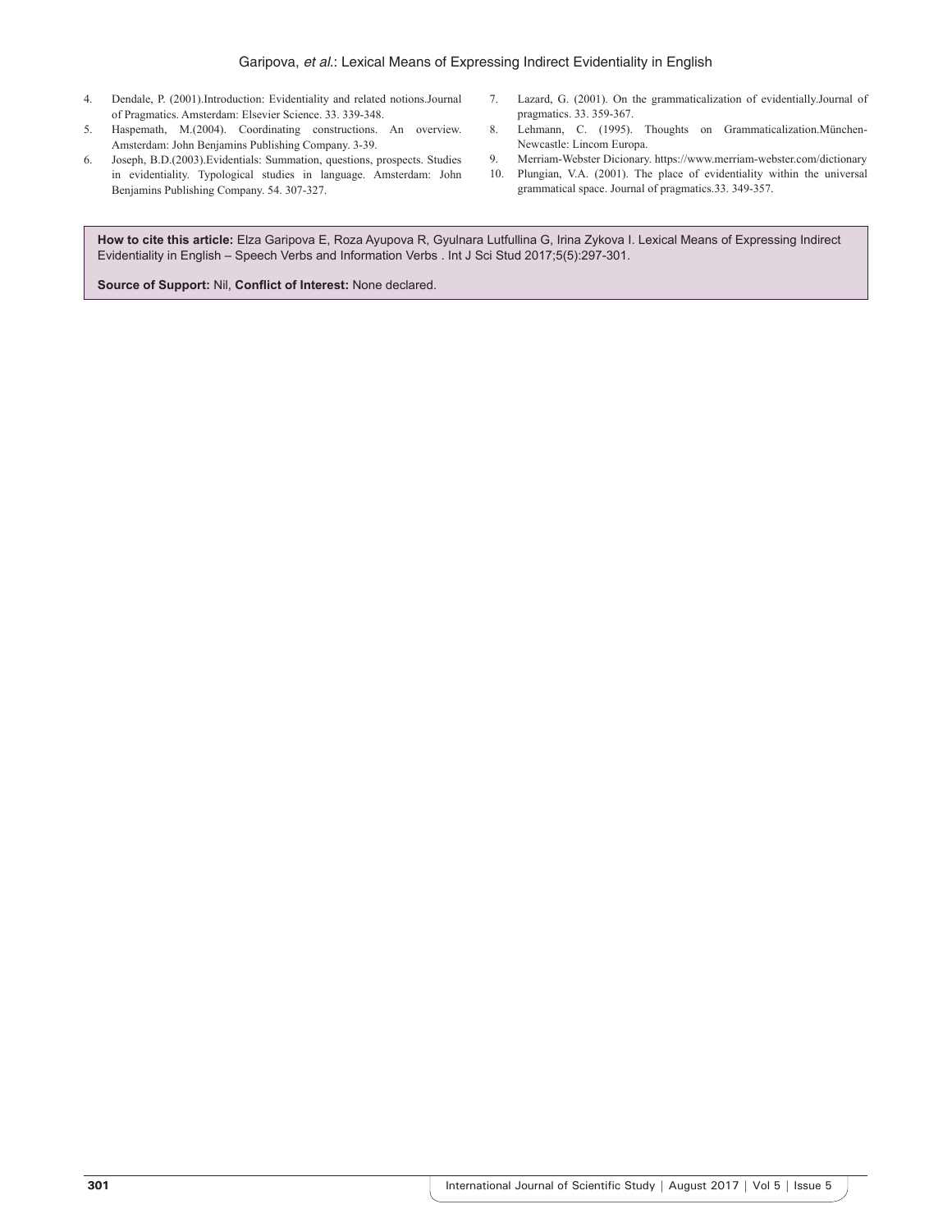4. Dendale, P. (2001).Introduction: Evidentiality and related notions.Journal of Pragmatics. Amsterdam: Elsevier Science. 33. 339-348.
5. Haspemath, M.(2004). Coordinating constructions. An overview. Amsterdam: John Benjamins Publishing Company. 3-39.
6. Joseph, B.D.(2003).Evidentials: Summation, questions, prospects. Studies in evidentiality. Typological studies in language. Amsterdam: John Benjamins Publishing Company. 54. 307-327.
7. Lazard, G. (2001). On the grammaticalization of evidentially.Journal of pragmatics. 33. 359-367.
8. Lehmann, C. (1995). Thoughts on Grammaticalization.München-Newcastle: Lincom Europa.
9. Merriam-Webster Dicionary. https://www.merriam-webster.com/dictionary
10. Plungian, V.A. (2001). The place of evidentiality within the universal grammatical space. Journal of pragmatics.33. 349-357.

**How to cite this article:** Elza Garipova E, Roza Ayupova R, Gyulnara Lutfullina G, Irina Zykova I. Lexical Means of Expressing Indirect Evidentiality in English – Speech Verbs and Information Verbs . Int J Sci Stud 2017;5(5):297-301.

**Source of Support:** Nil, **Conflict of Interest:** None declared.